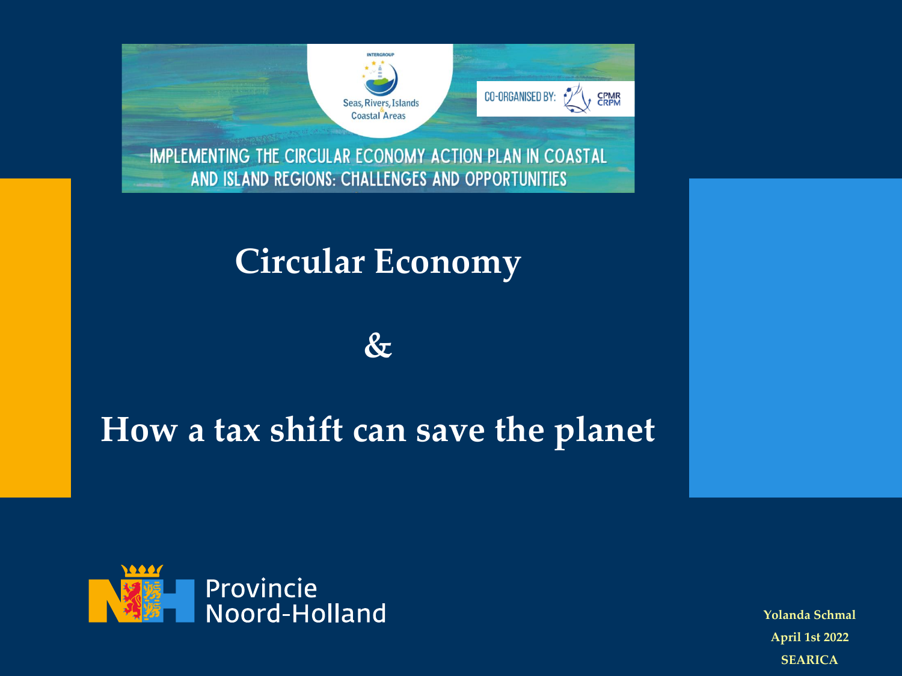INTERGROUP

Seas, Rivers, Islands & Coastal Areas

CO-ORGANISED BY: CPMR CRPM

IMPLEMENTING THE CIRCULAR ECONOMY ACTION PLAN IN COASTAL AND ISLAND REGIONS: CHALLENGES AND OPPORTUNITIES

# Circular Economy

# &

# How a tax shift can save the planet

Provincie Noord-Holland

**Yolanda Schmal**

**April 1st 2022**

**SEARICA**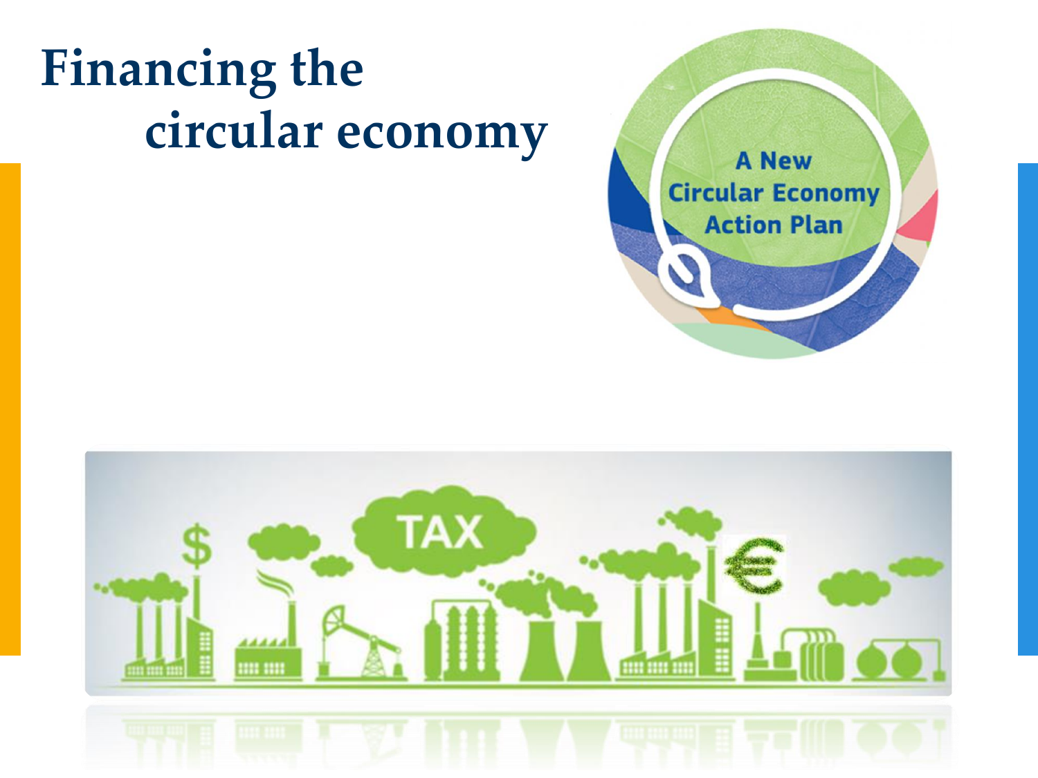# Financing the circular economy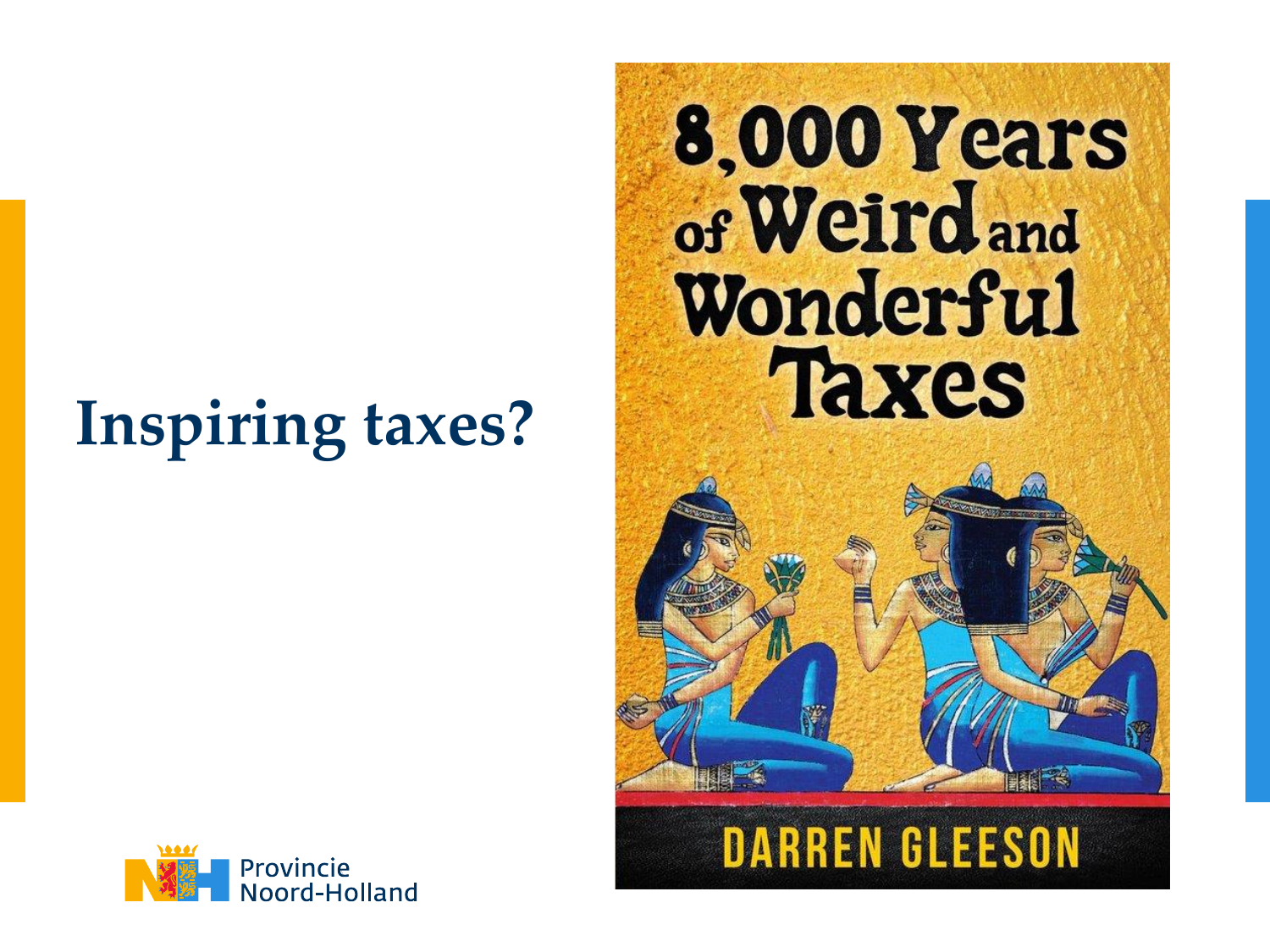# Inspiring taxes?

8,000 Years of Weird and Wonderful Taxes

DARREN GLEESON

Provincie Noord-Holland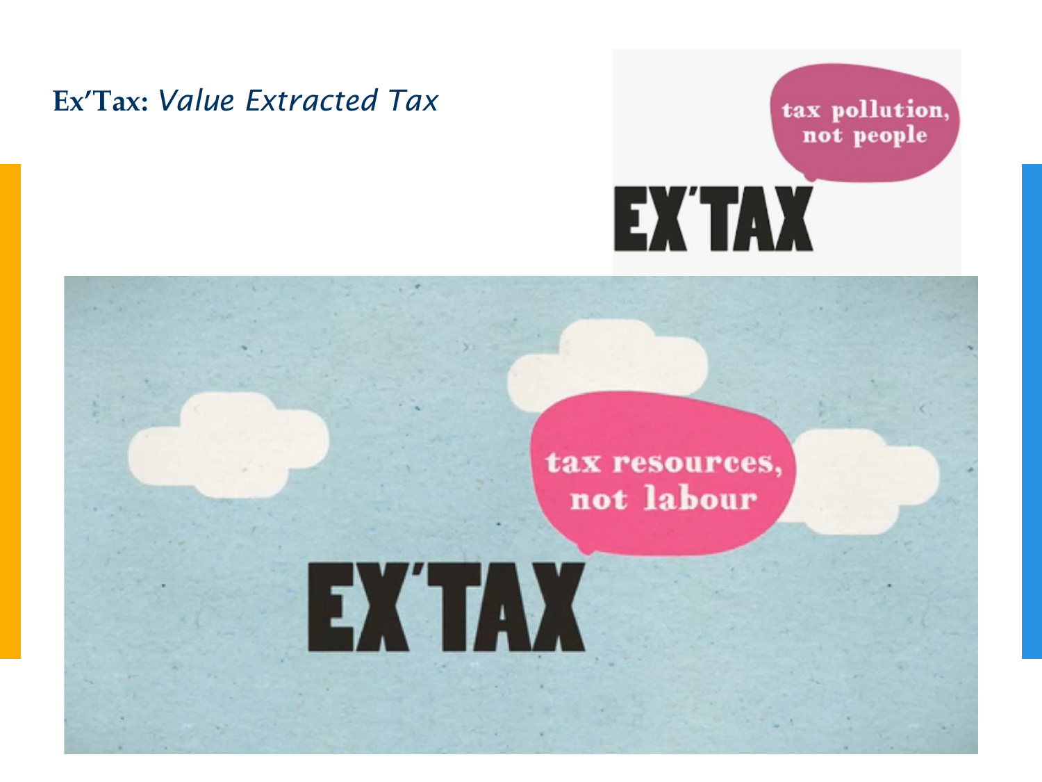# **Ex'Tax:** *Value Extracted Tax*

tax pollution, not people

EX'TAX

tax resources, not labour

EX'TAX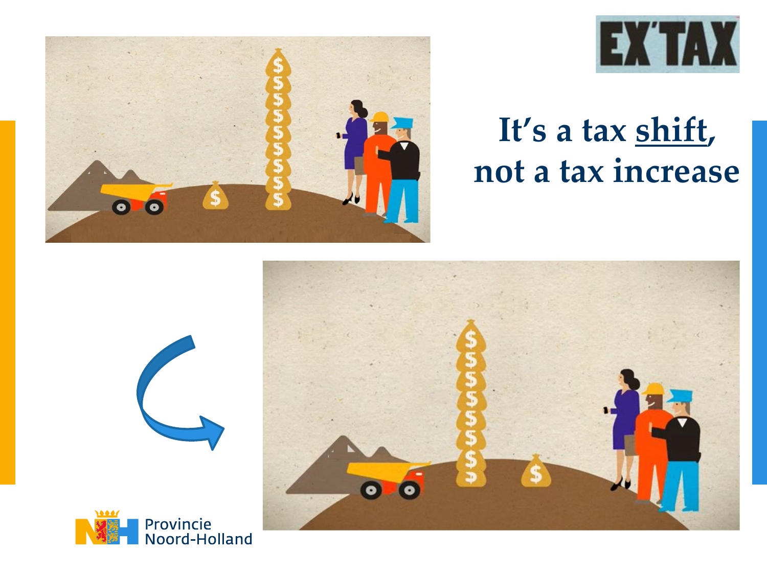EX'TAX

# It's a tax <u>shift</u>, not a tax increase

Provincie Noord-Holland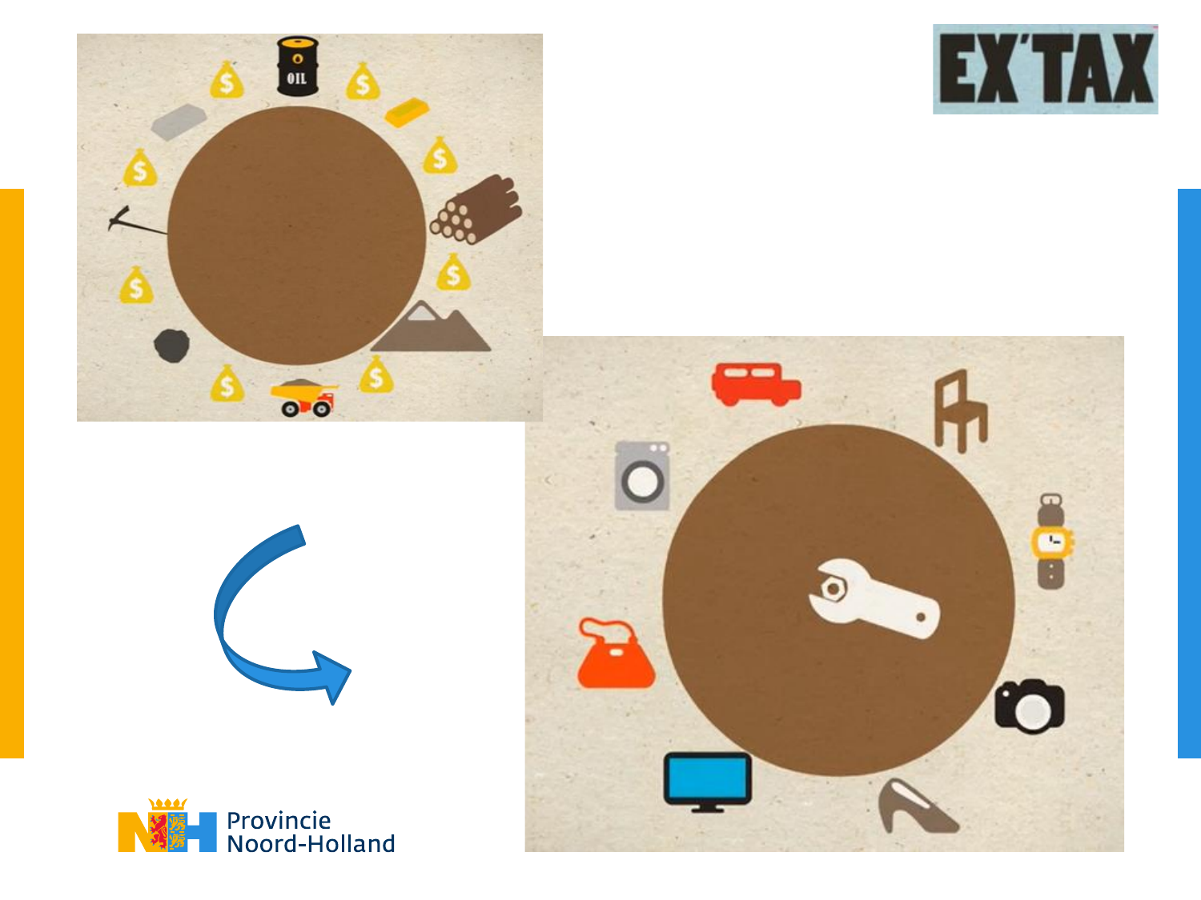EX'TAX

Provincie Noord-Holland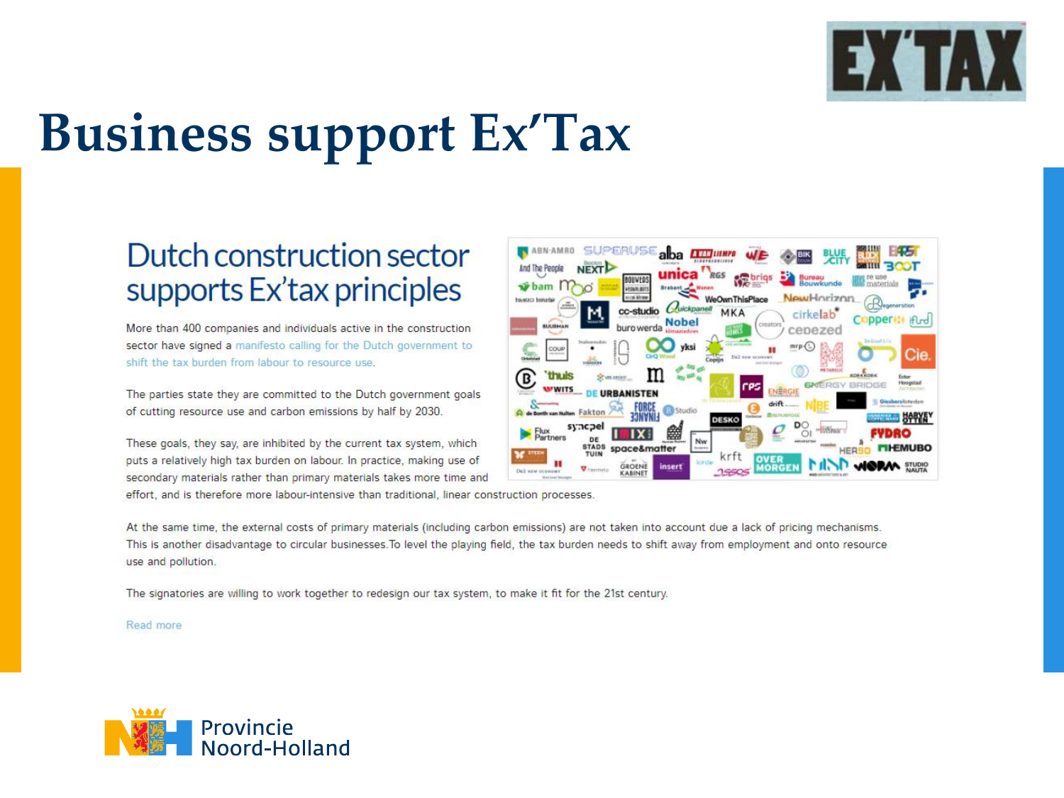# Business support Ex'Tax

## Dutch construction sector supports Ex'tax principles

More than 400 companies and individuals active in the construction sector have signed a manifesto calling for the Dutch government to shift the tax burden from labour to resource use.

The parties state they are committed to the Dutch government goals of cutting resource use and carbon emissions by half by 2030.

These goals, they say, are inhibited by the current tax system, which puts a relatively high tax burden on labour. In practice, making use of secondary materials rather than primary materials takes more time and effort, and is therefore more labour-intensive than traditional, linear construction processes.

At the same time, the external costs of primary materials (including carbon emissions) are not taken into account due a lack of pricing mechanisms. This is another disadvantage to circular businesses. To level the playing field, the tax burden needs to shift away from employment and onto resource use and pollution.

The signatories are willing to work together to redesign our tax system, to make it fit for the 21st century.

Read more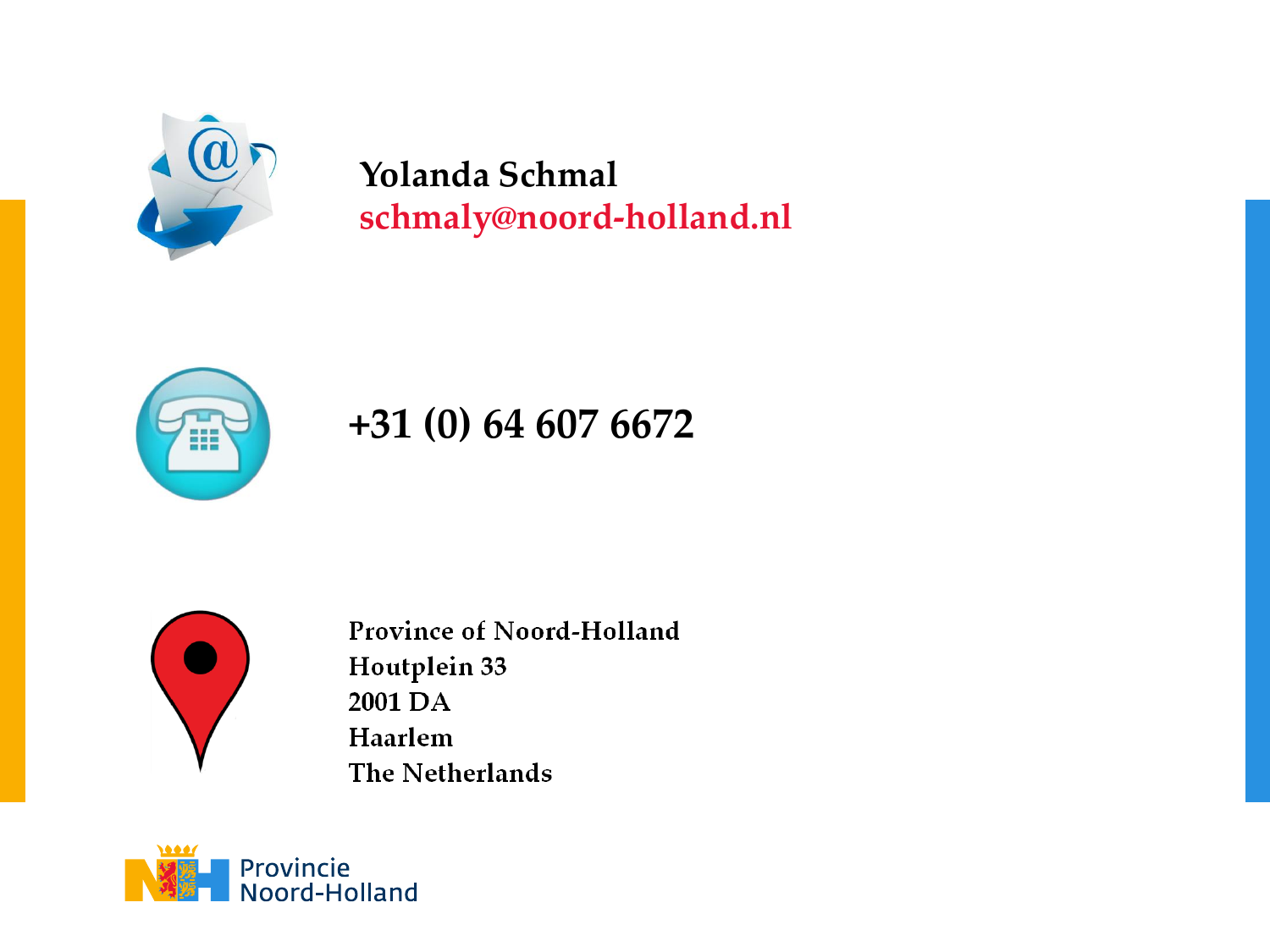**Yolanda Schmal**
schmaly@noord-holland.nl

**+31 (0) 64 607 6672**

Province of Noord-Holland
Houtplein 33
2001 DA
Haarlem
The Netherlands

Provincie
Noord-Holland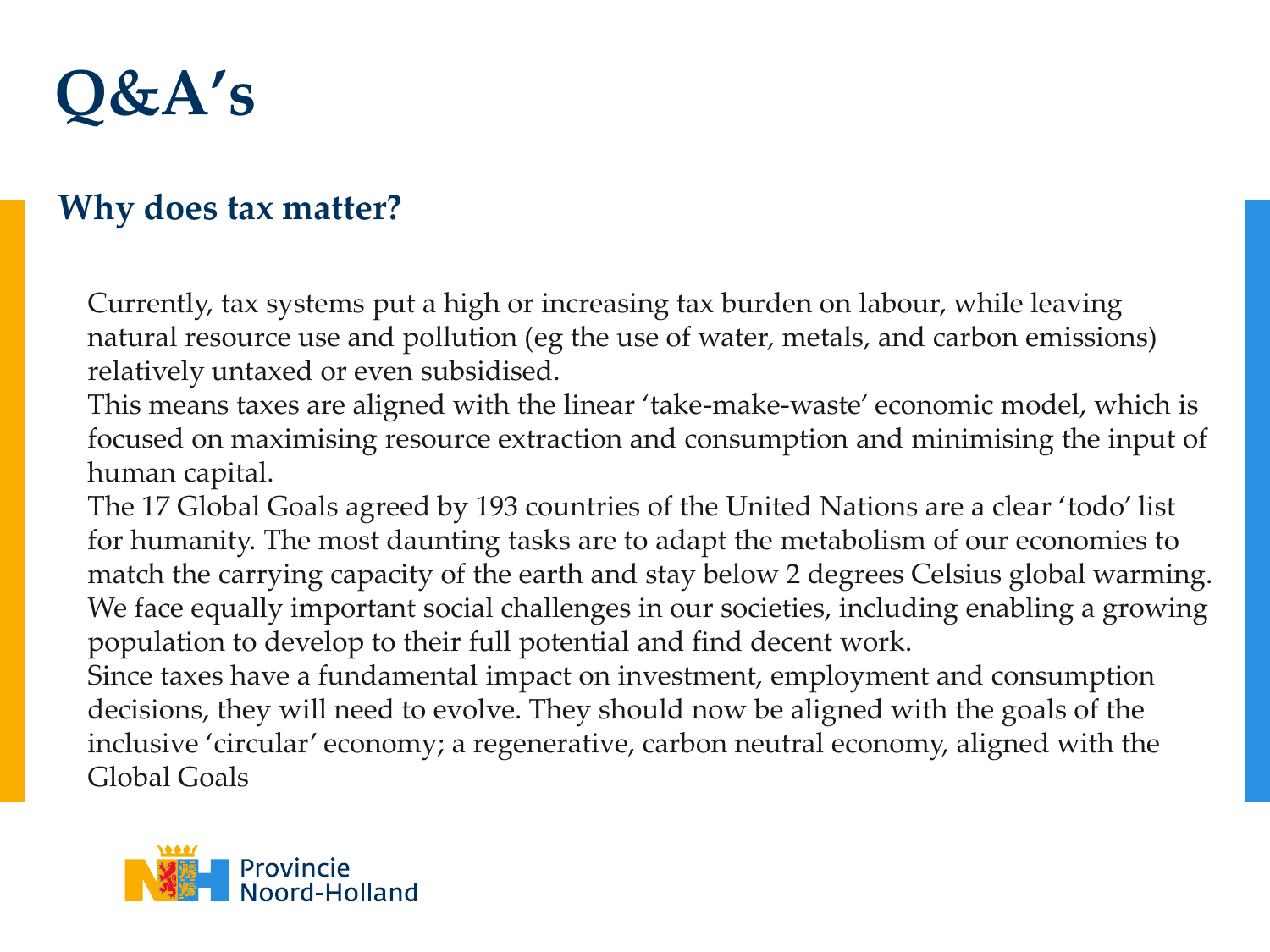# Q&A's

## Why does tax matter?

Currently, tax systems put a high or increasing tax burden on labour, while leaving natural resource use and pollution (eg the use of water, metals, and carbon emissions) relatively untaxed or even subsidised.

This means taxes are aligned with the linear 'take-make-waste' economic model, which is focused on maximising resource extraction and consumption and minimising the input of human capital.

The 17 Global Goals agreed by 193 countries of the United Nations are a clear 'todo' list for humanity. The most daunting tasks are to adapt the metabolism of our economies to match the carrying capacity of the earth and stay below 2 degrees Celsius global warming. We face equally important social challenges in our societies, including enabling a growing population to develop to their full potential and find decent work.

Since taxes have a fundamental impact on investment, employment and consumption decisions, they will need to evolve. They should now be aligned with the goals of the inclusive 'circular' economy; a regenerative, carbon neutral economy, aligned with the Global Goals

Provincie Noord-Holland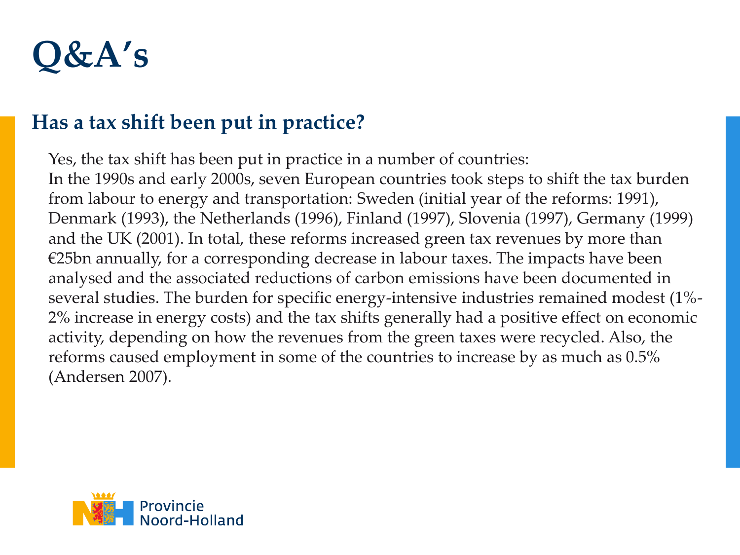# Q&A's

## Has a tax shift been put in practice?

Yes, the tax shift has been put in practice in a number of countries:
In the 1990s and early 2000s, seven European countries took steps to shift the tax burden from labour to energy and transportation: Sweden (initial year of the reforms: 1991), Denmark (1993), the Netherlands (1996), Finland (1997), Slovenia (1997), Germany (1999) and the UK (2001). In total, these reforms increased green tax revenues by more than €25bn annually, for a corresponding decrease in labour taxes. The impacts have been analysed and the associated reductions of carbon emissions have been documented in several studies. The burden for specific energy-intensive industries remained modest (1%-2% increase in energy costs) and the tax shifts generally had a positive effect on economic activity, depending on how the revenues from the green taxes were recycled. Also, the reforms caused employment in some of the countries to increase by as much as 0.5% (Andersen 2007).

Provincie Noord-Holland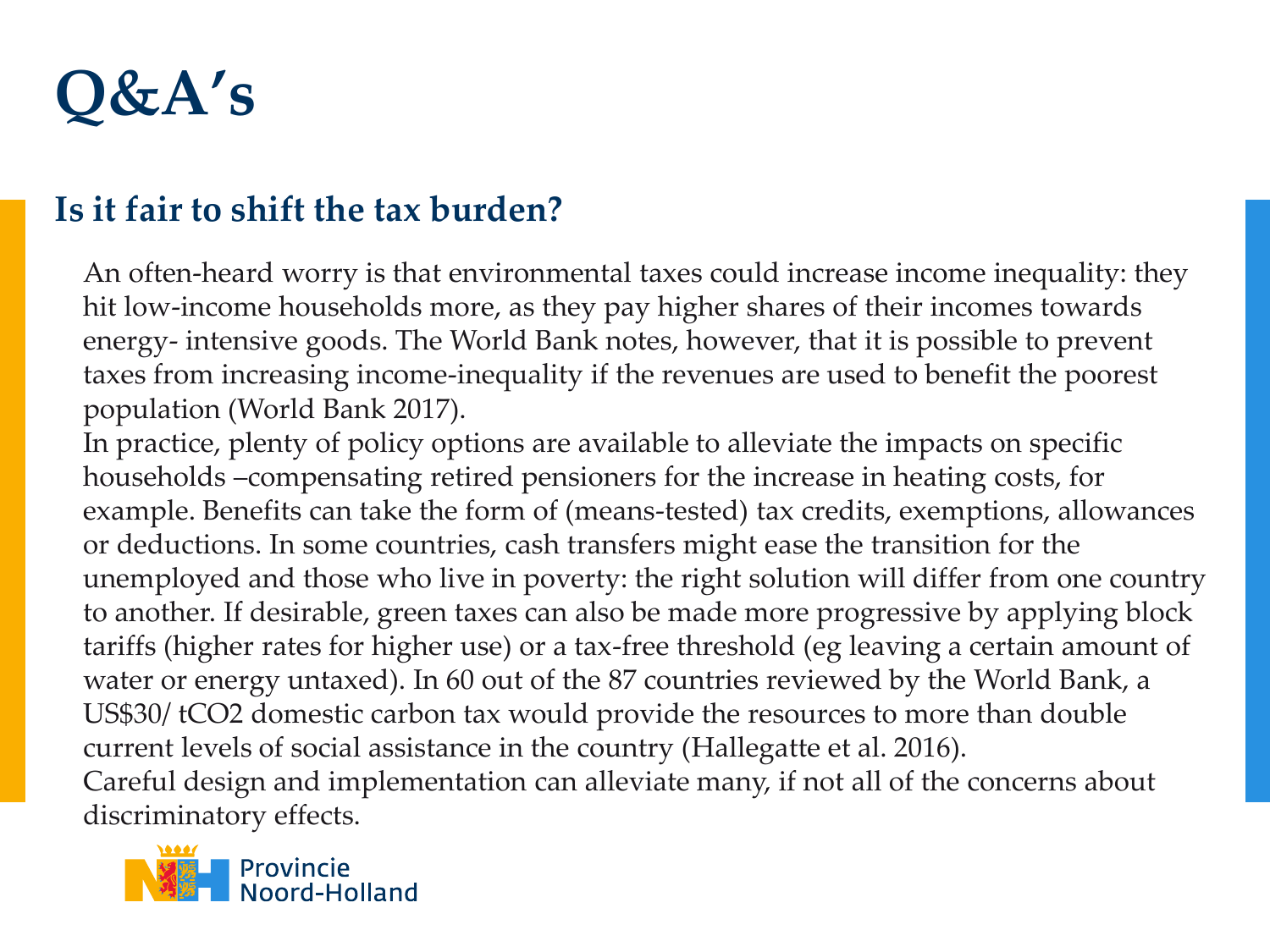# Q&A's

## Is it fair to shift the tax burden?

An often-heard worry is that environmental taxes could increase income inequality: they hit low-income households more, as they pay higher shares of their incomes towards energy- intensive goods. The World Bank notes, however, that it is possible to prevent taxes from increasing income-inequality if the revenues are used to benefit the poorest population (World Bank 2017).

In practice, plenty of policy options are available to alleviate the impacts on specific households –compensating retired pensioners for the increase in heating costs, for example. Benefits can take the form of (means-tested) tax credits, exemptions, allowances or deductions. In some countries, cash transfers might ease the transition for the unemployed and those who live in poverty: the right solution will differ from one country to another. If desirable, green taxes can also be made more progressive by applying block tariffs (higher rates for higher use) or a tax-free threshold (eg leaving a certain amount of water or energy untaxed). In 60 out of the 87 countries reviewed by the World Bank, a US$30/ tCO2 domestic carbon tax would provide the resources to more than double current levels of social assistance in the country (Hallegatte et al. 2016).

Careful design and implementation can alleviate many, if not all of the concerns about discriminatory effects.

Provincie Noord-Holland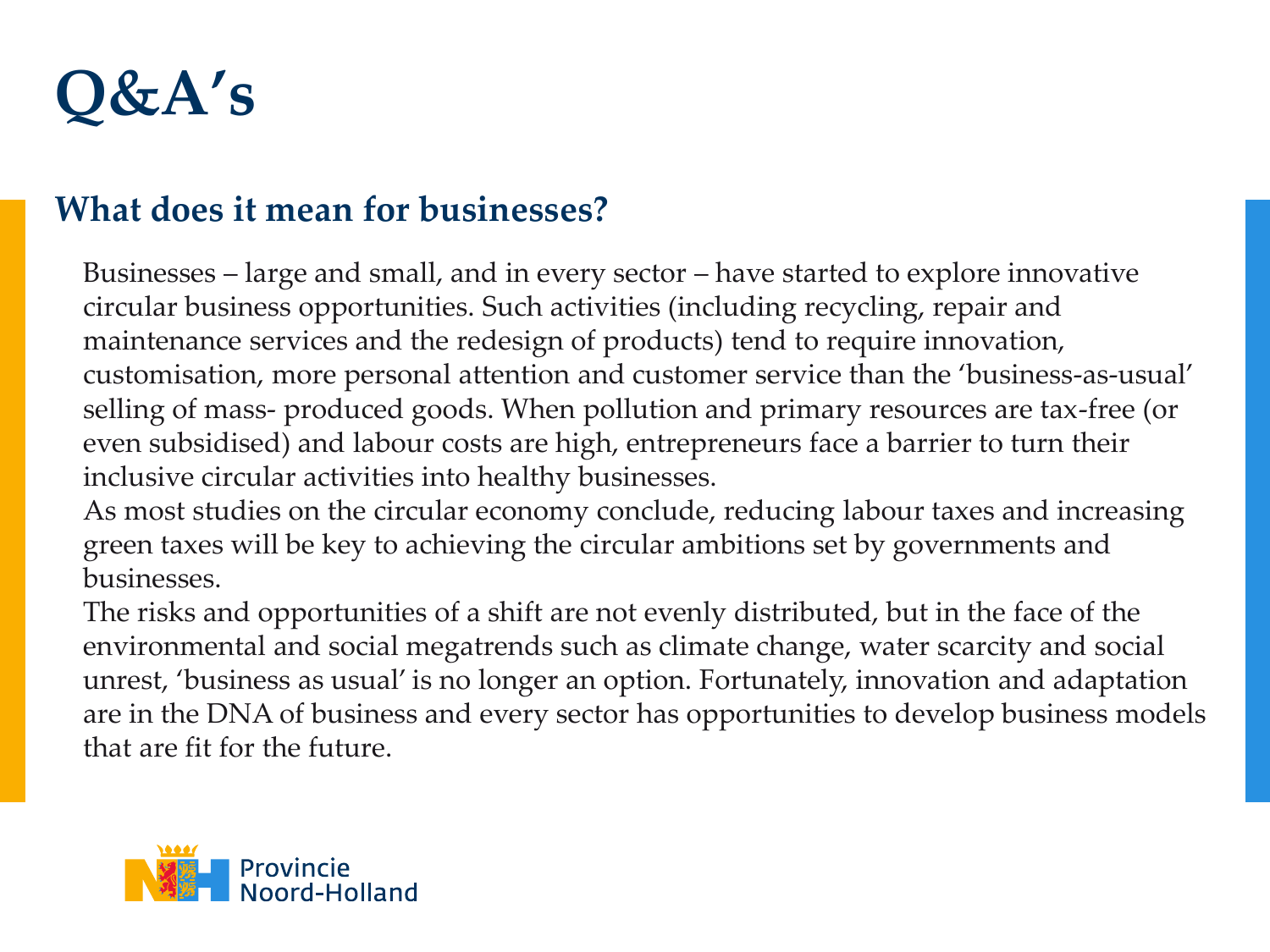# Q&A's

## What does it mean for businesses?

Businesses – large and small, and in every sector – have started to explore innovative circular business opportunities. Such activities (including recycling, repair and maintenance services and the redesign of products) tend to require innovation, customisation, more personal attention and customer service than the 'business-as-usual' selling of mass- produced goods. When pollution and primary resources are tax-free (or even subsidised) and labour costs are high, entrepreneurs face a barrier to turn their inclusive circular activities into healthy businesses.

As most studies on the circular economy conclude, reducing labour taxes and increasing green taxes will be key to achieving the circular ambitions set by governments and businesses.

The risks and opportunities of a shift are not evenly distributed, but in the face of the environmental and social megatrends such as climate change, water scarcity and social unrest, 'business as usual' is no longer an option. Fortunately, innovation and adaptation are in the DNA of business and every sector has opportunities to develop business models that are fit for the future.

Provincie Noord-Holland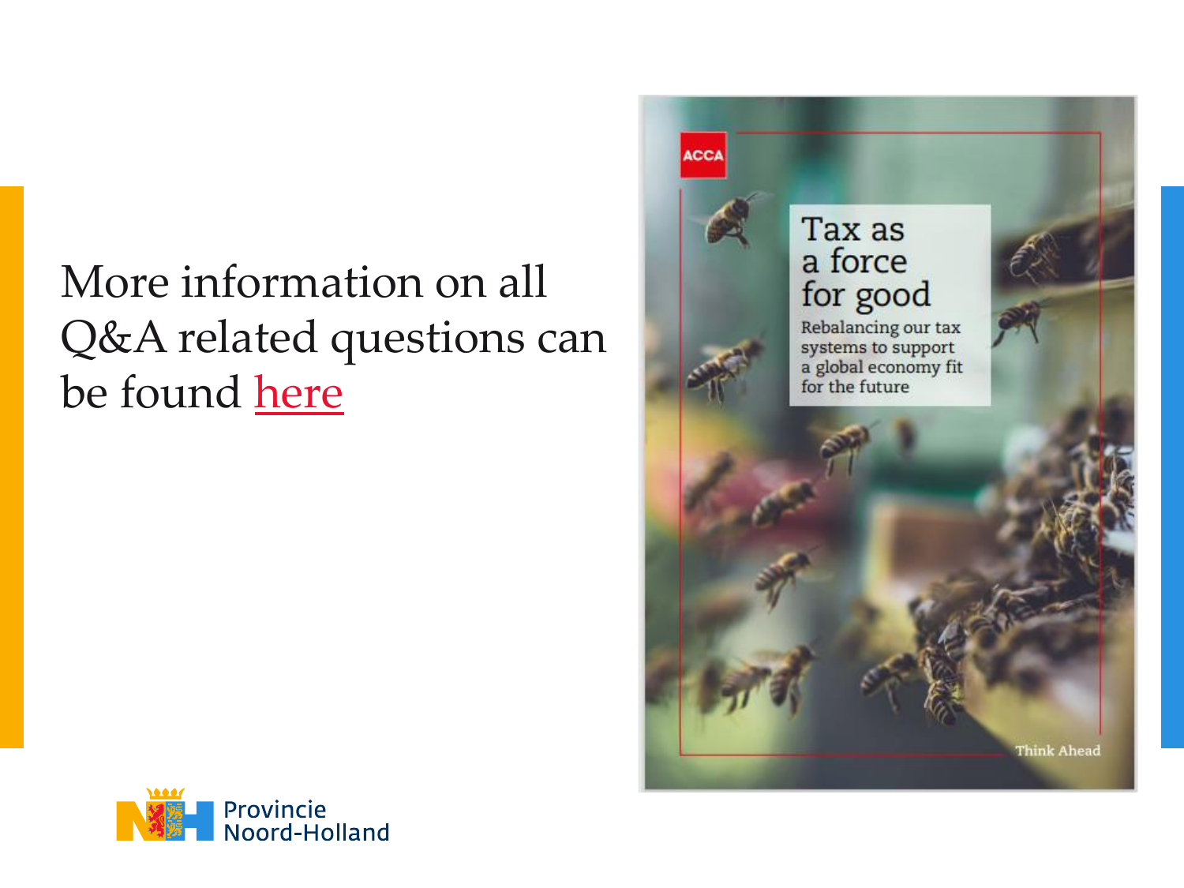More information on all Q&A related questions can be found here

Tax as a force for good

Rebalancing our tax systems to support a global economy fit for the future

ACCA

Think Ahead

Provincie Noord-Holland